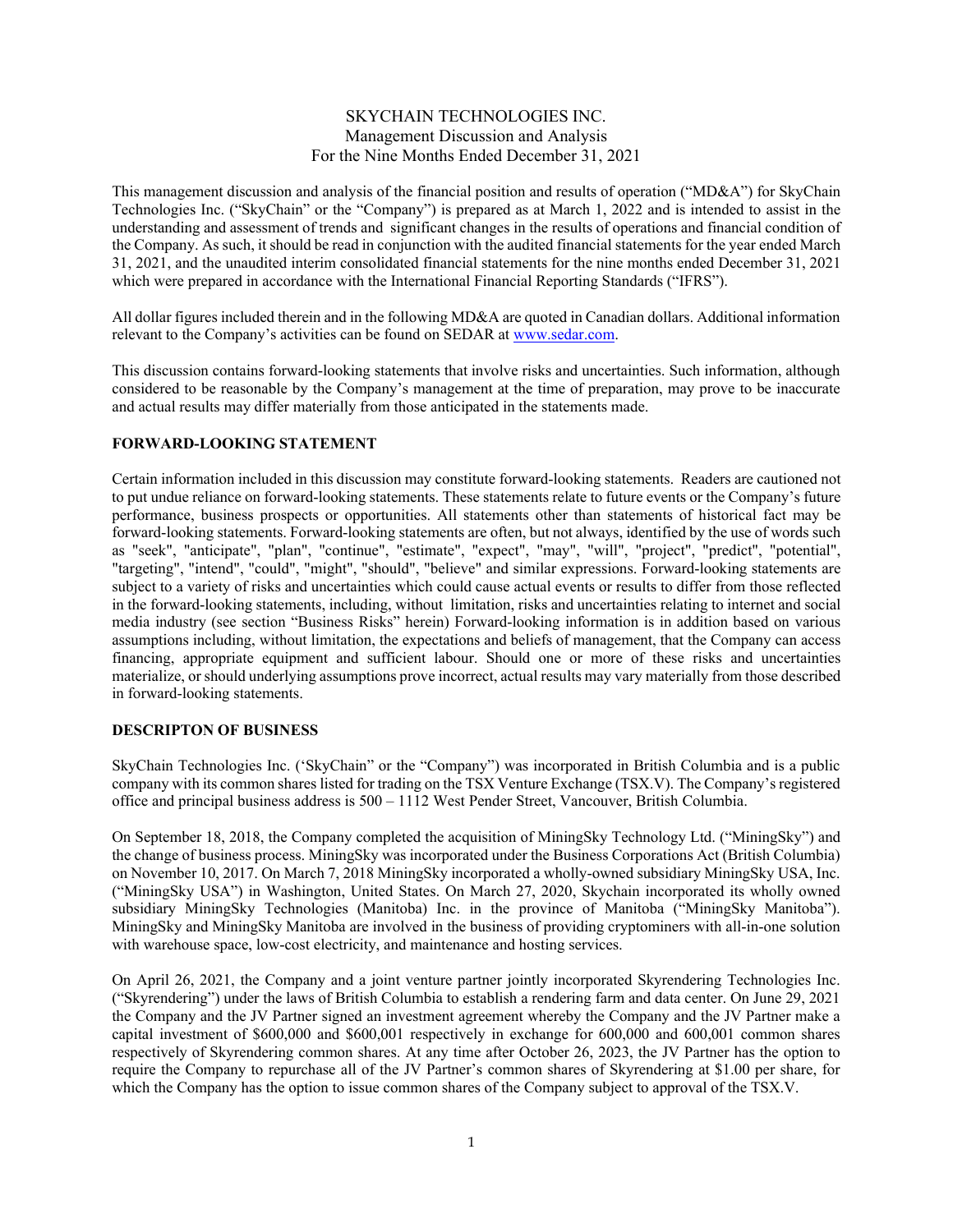SKYCHAIN TECHNOLOGIES INC.
Management Discussion and Analysis
For the Nine Months Ended December 31, 2021

This management discussion and analysis of the financial position and results of operation ("MD&A") for SkyChain Technologies Inc. ("SkyChain" or the "Company") is prepared as at March 1, 2022 and is intended to assist in the understanding and assessment of trends and significant changes in the results of operations and financial condition of the Company. As such, it should be read in conjunction with the audited financial statements for the year ended March 31, 2021, and the unaudited interim consolidated financial statements for the nine months ended December 31, 2021 which were prepared in accordance with the International Financial Reporting Standards ("IFRS").

All dollar figures included therein and in the following MD&A are quoted in Canadian dollars. Additional information relevant to the Company's activities can be found on SEDAR at www.sedar.com.

This discussion contains forward-looking statements that involve risks and uncertainties. Such information, although considered to be reasonable by the Company's management at the time of preparation, may prove to be inaccurate and actual results may differ materially from those anticipated in the statements made.

## FORWARD-LOOKING STATEMENT

Certain information included in this discussion may constitute forward-looking statements. Readers are cautioned not to put undue reliance on forward-looking statements. These statements relate to future events or the Company's future performance, business prospects or opportunities. All statements other than statements of historical fact may be forward-looking statements. Forward-looking statements are often, but not always, identified by the use of words such as "seek", "anticipate", "plan", "continue", "estimate", "expect", "may", "will", "project", "predict", "potential", "targeting", "intend", "could", "might", "should", "believe" and similar expressions. Forward-looking statements are subject to a variety of risks and uncertainties which could cause actual events or results to differ from those reflected in the forward-looking statements, including, without limitation, risks and uncertainties relating to internet and social media industry (see section "Business Risks" herein) Forward-looking information is in addition based on various assumptions including, without limitation, the expectations and beliefs of management, that the Company can access financing, appropriate equipment and sufficient labour. Should one or more of these risks and uncertainties materialize, or should underlying assumptions prove incorrect, actual results may vary materially from those described in forward-looking statements.

## DESCRIPTON OF BUSINESS

SkyChain Technologies Inc. ('SkyChain" or the "Company") was incorporated in British Columbia and is a public company with its common shares listed for trading on the TSX Venture Exchange (TSX.V). The Company's registered office and principal business address is 500 – 1112 West Pender Street, Vancouver, British Columbia.

On September 18, 2018, the Company completed the acquisition of MiningSky Technology Ltd. ("MiningSky") and the change of business process. MiningSky was incorporated under the Business Corporations Act (British Columbia) on November 10, 2017. On March 7, 2018 MiningSky incorporated a wholly-owned subsidiary MiningSky USA, Inc. ("MiningSky USA") in Washington, United States. On March 27, 2020, Skychain incorporated its wholly owned subsidiary MiningSky Technologies (Manitoba) Inc. in the province of Manitoba ("MiningSky Manitoba"). MiningSky and MiningSky Manitoba are involved in the business of providing cryptominers with all-in-one solution with warehouse space, low-cost electricity, and maintenance and hosting services.

On April 26, 2021, the Company and a joint venture partner jointly incorporated Skyrendering Technologies Inc. ("Skyrendering") under the laws of British Columbia to establish a rendering farm and data center. On June 29, 2021 the Company and the JV Partner signed an investment agreement whereby the Company and the JV Partner make a capital investment of $600,000 and $600,001 respectively in exchange for 600,000 and 600,001 common shares respectively of Skyrendering common shares. At any time after October 26, 2023, the JV Partner has the option to require the Company to repurchase all of the JV Partner's common shares of Skyrendering at $1.00 per share, for which the Company has the option to issue common shares of the Company subject to approval of the TSX.V.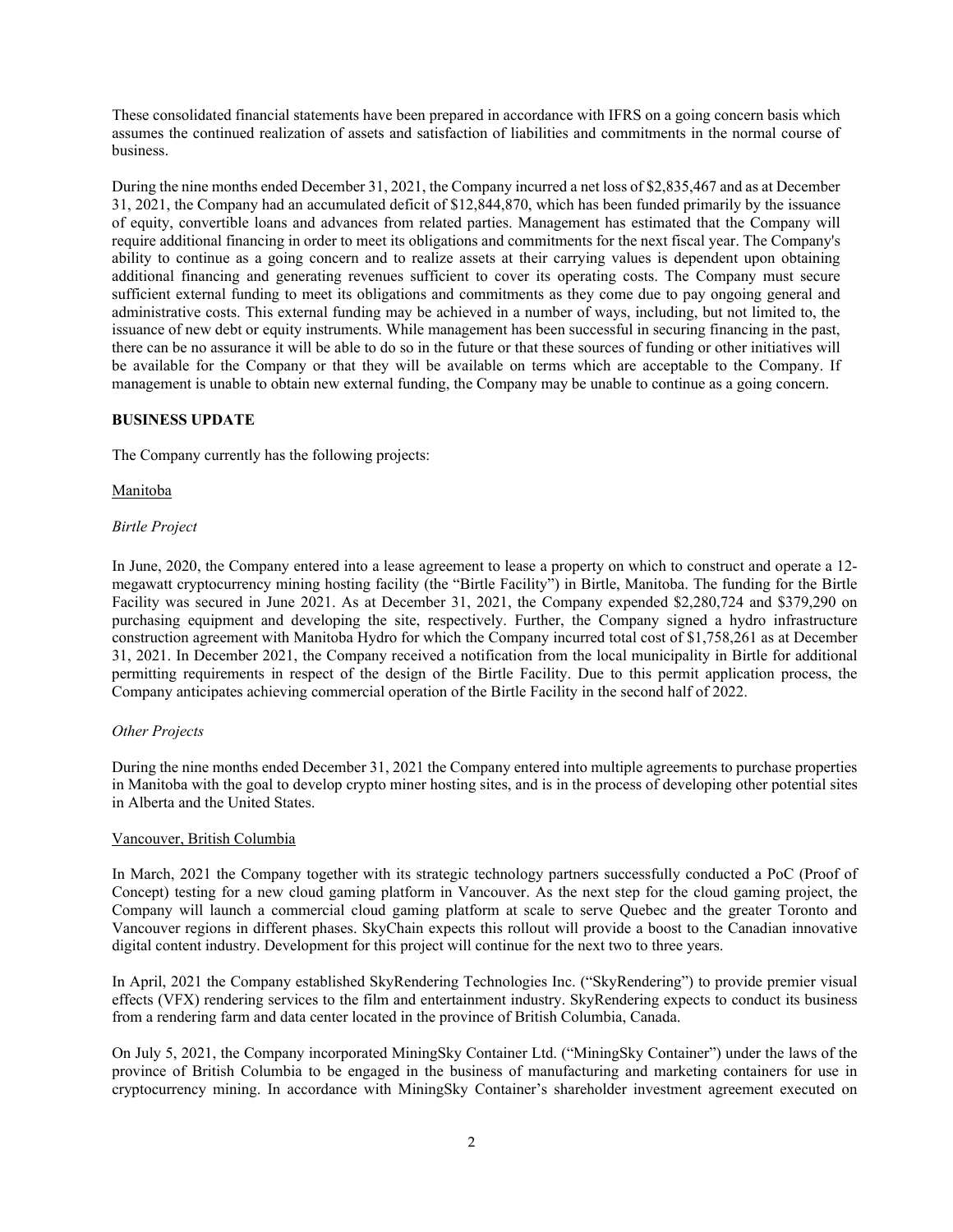These consolidated financial statements have been prepared in accordance with IFRS on a going concern basis which assumes the continued realization of assets and satisfaction of liabilities and commitments in the normal course of business.

During the nine months ended December 31, 2021, the Company incurred a net loss of $2,835,467 and as at December 31, 2021, the Company had an accumulated deficit of $12,844,870, which has been funded primarily by the issuance of equity, convertible loans and advances from related parties. Management has estimated that the Company will require additional financing in order to meet its obligations and commitments for the next fiscal year. The Company's ability to continue as a going concern and to realize assets at their carrying values is dependent upon obtaining additional financing and generating revenues sufficient to cover its operating costs. The Company must secure sufficient external funding to meet its obligations and commitments as they come due to pay ongoing general and administrative costs. This external funding may be achieved in a number of ways, including, but not limited to, the issuance of new debt or equity instruments. While management has been successful in securing financing in the past, there can be no assurance it will be able to do so in the future or that these sources of funding or other initiatives will be available for the Company or that they will be available on terms which are acceptable to the Company. If management is unable to obtain new external funding, the Company may be unable to continue as a going concern.

## BUSINESS UPDATE

The Company currently has the following projects:

Manitoba

*Birtle Project*

In June, 2020, the Company entered into a lease agreement to lease a property on which to construct and operate a 12-megawatt cryptocurrency mining hosting facility (the "Birtle Facility") in Birtle, Manitoba. The funding for the Birtle Facility was secured in June 2021. As at December 31, 2021, the Company expended $2,280,724 and $379,290 on purchasing equipment and developing the site, respectively. Further, the Company signed a hydro infrastructure construction agreement with Manitoba Hydro for which the Company incurred total cost of $1,758,261 as at December 31, 2021. In December 2021, the Company received a notification from the local municipality in Birtle for additional permitting requirements in respect of the design of the Birtle Facility. Due to this permit application process, the Company anticipates achieving commercial operation of the Birtle Facility in the second half of 2022.

*Other Projects*

During the nine months ended December 31, 2021 the Company entered into multiple agreements to purchase properties in Manitoba with the goal to develop crypto miner hosting sites, and is in the process of developing other potential sites in Alberta and the United States.

Vancouver, British Columbia

In March, 2021 the Company together with its strategic technology partners successfully conducted a PoC (Proof of Concept) testing for a new cloud gaming platform in Vancouver. As the next step for the cloud gaming project, the Company will launch a commercial cloud gaming platform at scale to serve Quebec and the greater Toronto and Vancouver regions in different phases. SkyChain expects this rollout will provide a boost to the Canadian innovative digital content industry. Development for this project will continue for the next two to three years.

In April, 2021 the Company established SkyRendering Technologies Inc. ("SkyRendering") to provide premier visual effects (VFX) rendering services to the film and entertainment industry. SkyRendering expects to conduct its business from a rendering farm and data center located in the province of British Columbia, Canada.

On July 5, 2021, the Company incorporated MiningSky Container Ltd. ("MiningSky Container") under the laws of the province of British Columbia to be engaged in the business of manufacturing and marketing containers for use in cryptocurrency mining. In accordance with MiningSky Container's shareholder investment agreement executed on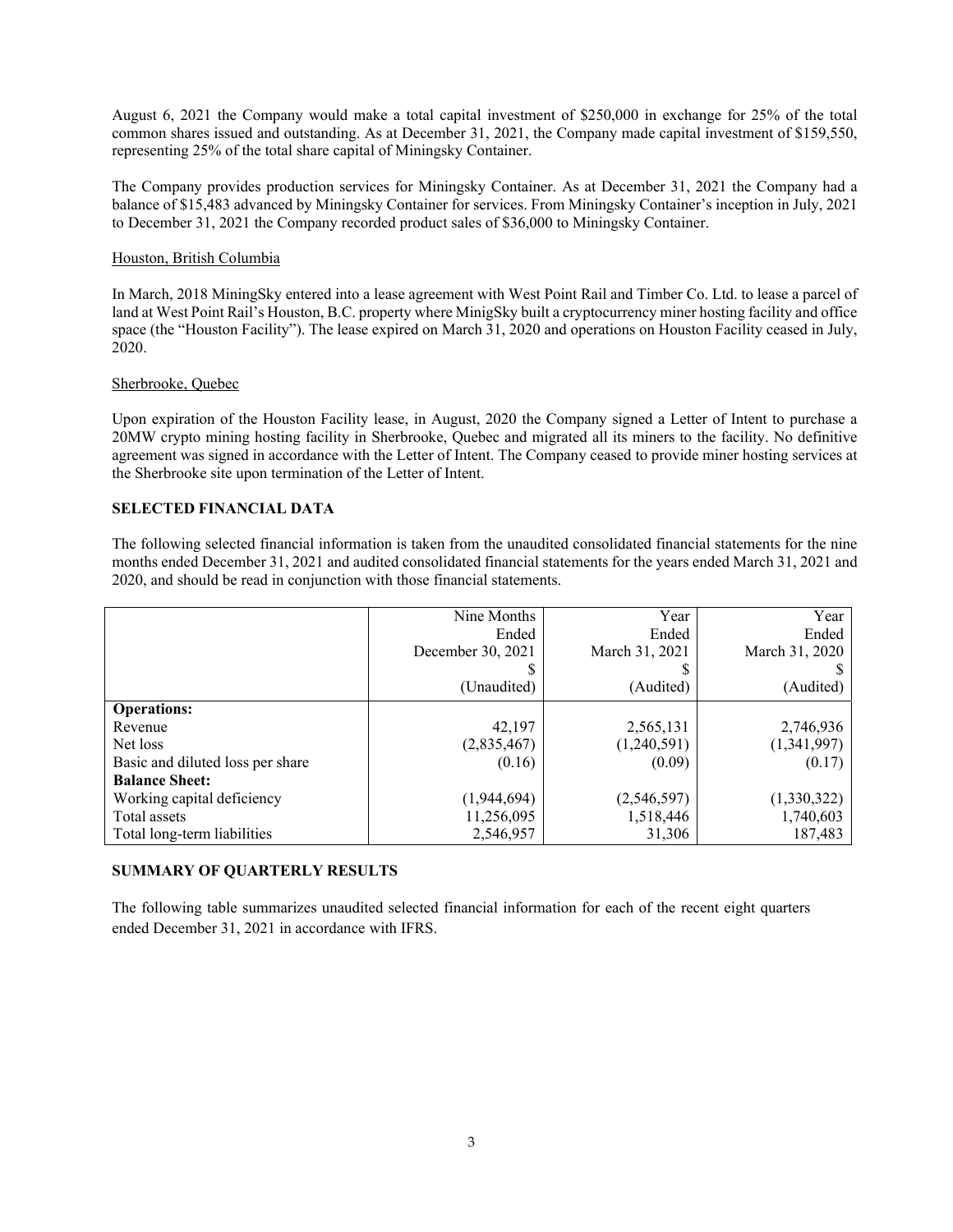August 6, 2021 the Company would make a total capital investment of $250,000 in exchange for 25% of the total common shares issued and outstanding. As at December 31, 2021, the Company made capital investment of $159,550, representing 25% of the total share capital of Miningsky Container.

The Company provides production services for Miningsky Container. As at December 31, 2021 the Company had a balance of $15,483 advanced by Miningsky Container for services. From Miningsky Container's inception in July, 2021 to December 31, 2021 the Company recorded product sales of $36,000 to Miningsky Container.

Houston, British Columbia

In March, 2018 MiningSky entered into a lease agreement with West Point Rail and Timber Co. Ltd. to lease a parcel of land at West Point Rail's Houston, B.C. property where MinigSky built a cryptocurrency miner hosting facility and office space (the "Houston Facility"). The lease expired on March 31, 2020 and operations on Houston Facility ceased in July, 2020.

Sherbrooke, Quebec

Upon expiration of the Houston Facility lease, in August, 2020 the Company signed a Letter of Intent to purchase a 20MW crypto mining hosting facility in Sherbrooke, Quebec and migrated all its miners to the facility. No definitive agreement was signed in accordance with the Letter of Intent. The Company ceased to provide miner hosting services at the Sherbrooke site upon termination of the Letter of Intent.

**SELECTED FINANCIAL DATA**

The following selected financial information is taken from the unaudited consolidated financial statements for the nine months ended December 31, 2021 and audited consolidated financial statements for the years ended March 31, 2021 and 2020, and should be read in conjunction with those financial statements.

| | Nine Months Ended December 30, 2021 $ (Unaudited) | Year Ended March 31, 2021 $ (Audited) | Year Ended March 31, 2020 $ (Audited) |
|---|---|---|---|
| **Operations:** | | | |
| Revenue | 42,197 | 2,565,131 | 2,746,936 |
| Net loss | (2,835,467) | (1,240,591) | (1,341,997) |
| Basic and diluted loss per share | (0.16) | (0.09) | (0.17) |
| **Balance Sheet:** | | | |
| Working capital deficiency | (1,944,694) | (2,546,597) | (1,330,322) |
| Total assets | 11,256,095 | 1,518,446 | 1,740,603 |
| Total long-term liabilities | 2,546,957 | 31,306 | 187,483 |

**SUMMARY OF QUARTERLY RESULTS**

The following table summarizes unaudited selected financial information for each of the recent eight quarters ended December 31, 2021 in accordance with IFRS.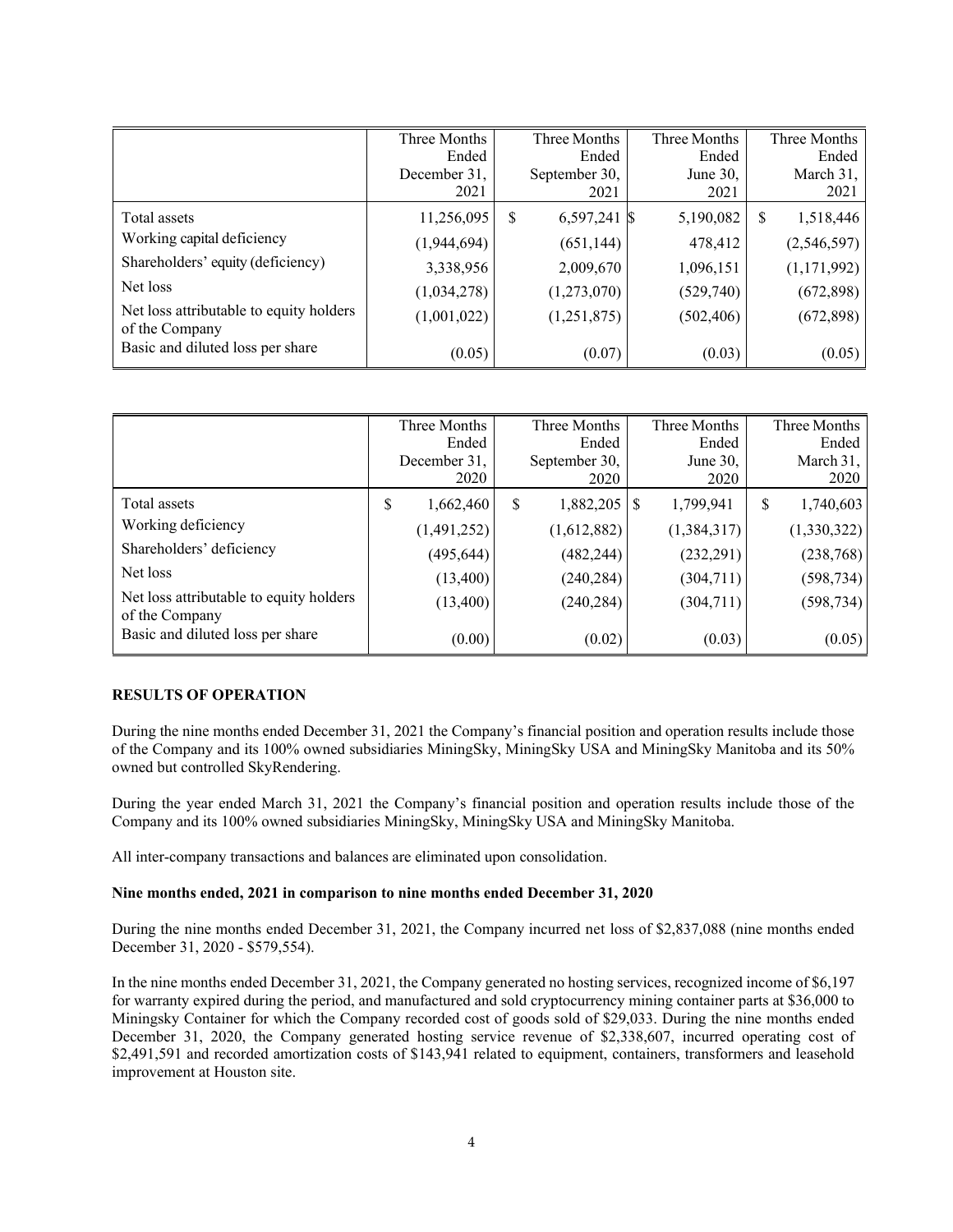| | Three Months Ended December 31, 2021 | Three Months Ended September 30, 2021 | Three Months Ended June 30, 2021 | Three Months Ended March 31, 2021 |
|---|---|---|---|---|
| Total assets | 11,256,095 | $ 6,597,241 | $ 5,190,082 | $ 1,518,446 |
| Working capital deficiency | (1,944,694) | (651,144) | 478,412 | (2,546,597) |
| Shareholders' equity (deficiency) | 3,338,956 | 2,009,670 | 1,096,151 | (1,171,992) |
| Net loss | (1,034,278) | (1,273,070) | (529,740) | (672,898) |
| Net loss attributable to equity holders of the Company | (1,001,022) | (1,251,875) | (502,406) | (672,898) |
| Basic and diluted loss per share | (0.05) | (0.07) | (0.03) | (0.05) |

| | Three Months Ended December 31, 2020 | Three Months Ended September 30, 2020 | Three Months Ended June 30, 2020 | Three Months Ended March 31, 2020 |
|---|---|---|---|---|
| Total assets | $ 1,662,460 | $ 1,882,205 | $ 1,799,941 | $ 1,740,603 |
| Working deficiency | (1,491,252) | (1,612,882) | (1,384,317) | (1,330,322) |
| Shareholders' deficiency | (495,644) | (482,244) | (232,291) | (238,768) |
| Net loss | (13,400) | (240,284) | (304,711) | (598,734) |
| Net loss attributable to equity holders of the Company | (13,400) | (240,284) | (304,711) | (598,734) |
| Basic and diluted loss per share | (0.00) | (0.02) | (0.03) | (0.05) |

## RESULTS OF OPERATION

During the nine months ended December 31, 2021 the Company's financial position and operation results include those of the Company and its 100% owned subsidiaries MiningSky, MiningSky USA and MiningSky Manitoba and its 50% owned but controlled SkyRendering.

During the year ended March 31, 2021 the Company's financial position and operation results include those of the Company and its 100% owned subsidiaries MiningSky, MiningSky USA and MiningSky Manitoba.

All inter-company transactions and balances are eliminated upon consolidation.

**Nine months ended, 2021 in comparison to nine months ended December 31, 2020**

During the nine months ended December 31, 2021, the Company incurred net loss of $2,837,088 (nine months ended December 31, 2020 - $579,554).

In the nine months ended December 31, 2021, the Company generated no hosting services, recognized income of $6,197 for warranty expired during the period, and manufactured and sold cryptocurrency mining container parts at $36,000 to Miningsky Container for which the Company recorded cost of goods sold of $29,033. During the nine months ended December 31, 2020, the Company generated hosting service revenue of $2,338,607, incurred operating cost of $2,491,591 and recorded amortization costs of $143,941 related to equipment, containers, transformers and leasehold improvement at Houston site.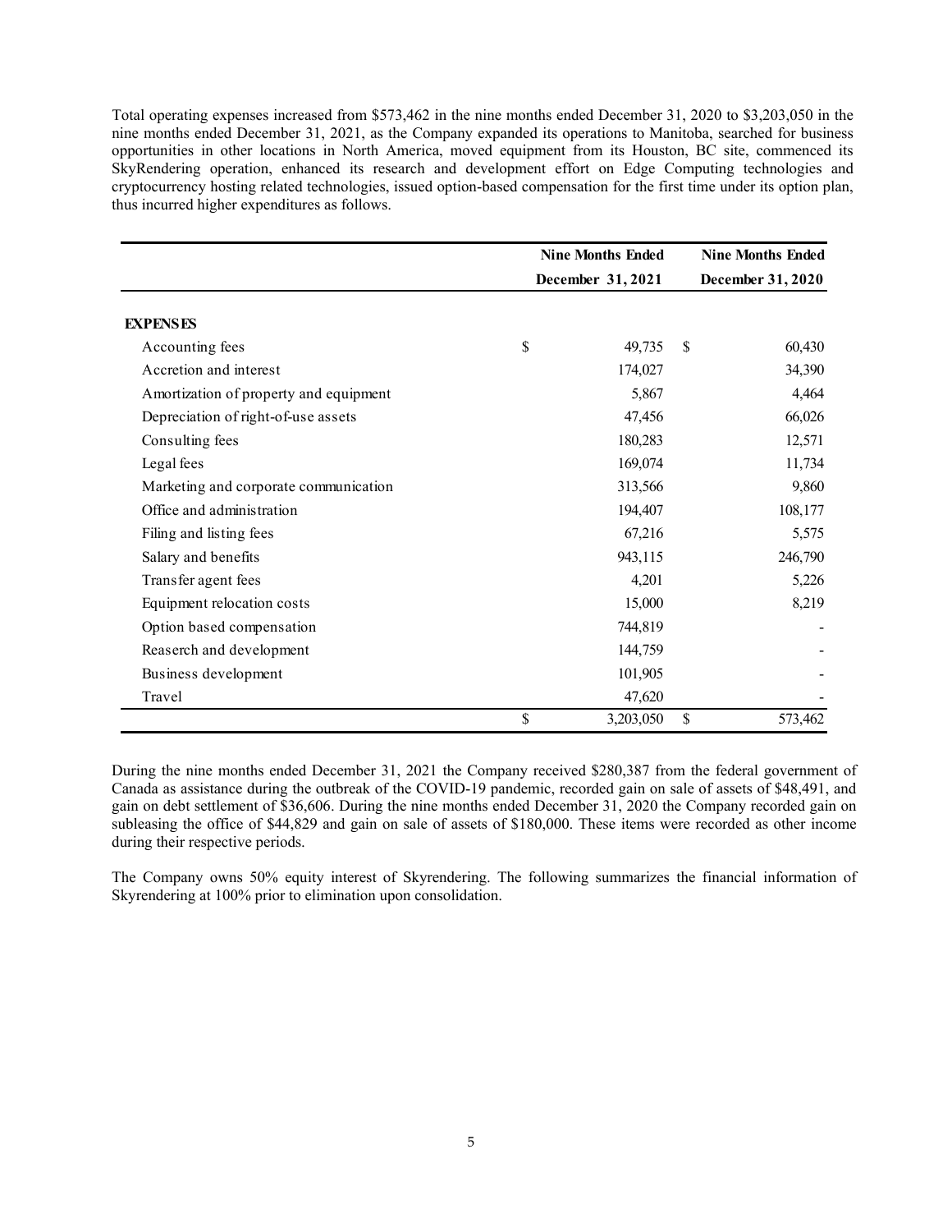Total operating expenses increased from $573,462 in the nine months ended December 31, 2020 to $3,203,050 in the nine months ended December 31, 2021, as the Company expanded its operations to Manitoba, searched for business opportunities in other locations in North America, moved equipment from its Houston, BC site, commenced its SkyRendering operation, enhanced its research and development effort on Edge Computing technologies and cryptocurrency hosting related technologies, issued option-based compensation for the first time under its option plan, thus incurred higher expenditures as follows.

| | Nine Months Ended December 31, 2021 | Nine Months Ended December 31, 2020 |
|---|---|---|
| **EXPENSES** | | |
| Accounting fees | $ 49,735 | $ 60,430 |
| Accretion and interest | 174,027 | 34,390 |
| Amortization of property and equipment | 5,867 | 4,464 |
| Depreciation of right-of-use assets | 47,456 | 66,026 |
| Consulting fees | 180,283 | 12,571 |
| Legal fees | 169,074 | 11,734 |
| Marketing and corporate communication | 313,566 | 9,860 |
| Office and administration | 194,407 | 108,177 |
| Filing and listing fees | 67,216 | 5,575 |
| Salary and benefits | 943,115 | 246,790 |
| Transfer agent fees | 4,201 | 5,226 |
| Equipment relocation costs | 15,000 | 8,219 |
| Option based compensation | 744,819 | - |
| Reaserch and development | 144,759 | - |
| Business development | 101,905 | - |
| Travel | 47,620 | - |
| | $ 3,203,050 | $ 573,462 |

During the nine months ended December 31, 2021 the Company received $280,387 from the federal government of Canada as assistance during the outbreak of the COVID-19 pandemic, recorded gain on sale of assets of $48,491, and gain on debt settlement of $36,606. During the nine months ended December 31, 2020 the Company recorded gain on subleasing the office of $44,829 and gain on sale of assets of $180,000. These items were recorded as other income during their respective periods.

The Company owns 50% equity interest of Skyrendering. The following summarizes the financial information of Skyrendering at 100% prior to elimination upon consolidation.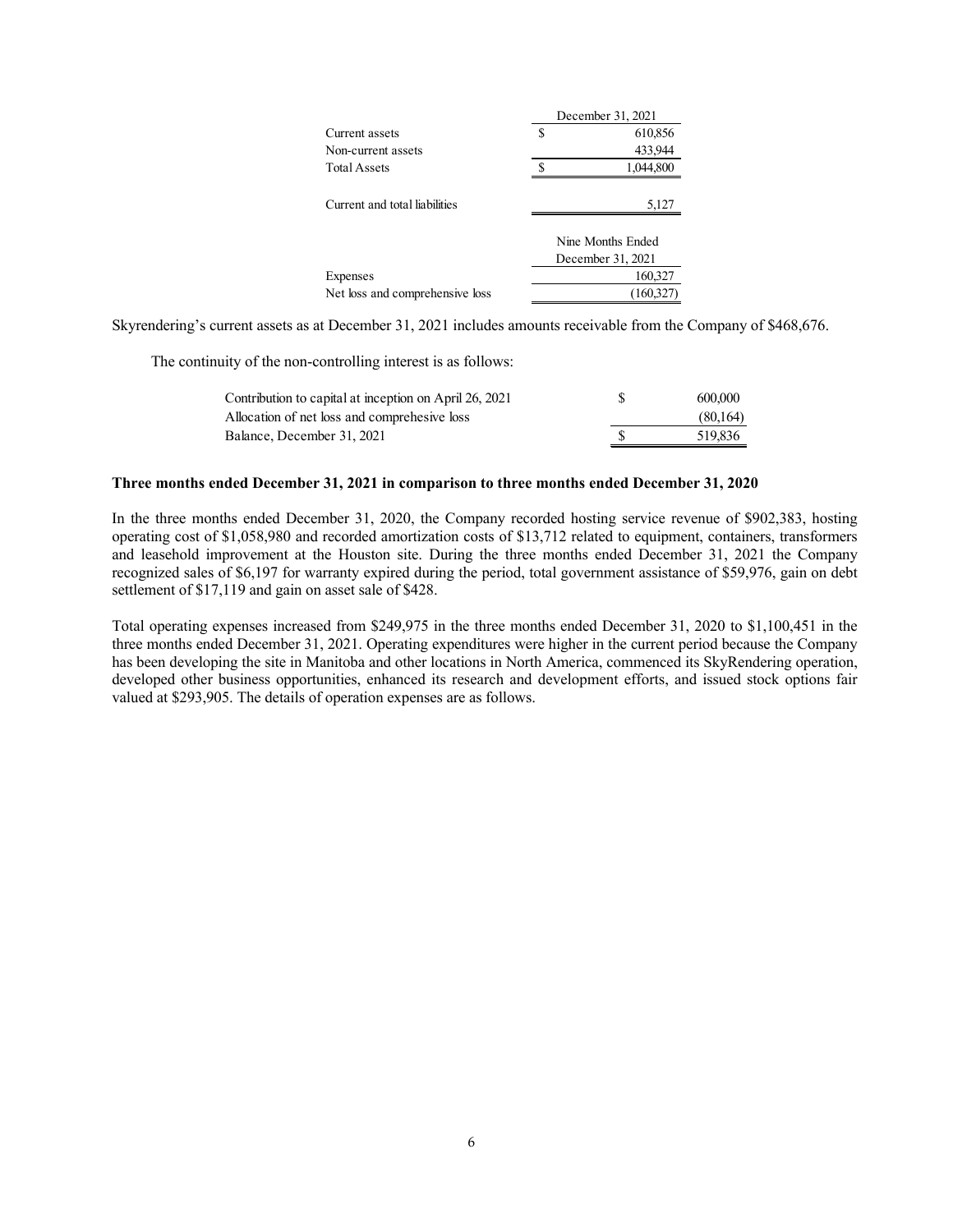| | December 31, 2021 |
|---|---|
| Current assets | $ 610,856 |
| Non-current assets | 433,944 |
| Total Assets | $ 1,044,800 |
| | |
| Current and total liabilities | 5,127 |

| | Nine Months Ended December 31, 2021 |
|---|---|
| Expenses | 160,327 |
| Net loss and comprehensive loss | (160,327) |

Skyrendering's current assets as at December 31, 2021 includes amounts receivable from the Company of $468,676.

The continuity of the non-controlling interest is as follows:

| | |
|---|---|
| Contribution to capital at inception on April 26, 2021 | $ 600,000 |
| Allocation of net loss and comprehesive loss | (80,164) |
| Balance, December 31, 2021 | $ 519,836 |

**Three months ended December 31, 2021 in comparison to three months ended December 31, 2020**

In the three months ended December 31, 2020, the Company recorded hosting service revenue of $902,383, hosting operating cost of $1,058,980 and recorded amortization costs of $13,712 related to equipment, containers, transformers and leasehold improvement at the Houston site. During the three months ended December 31, 2021 the Company recognized sales of $6,197 for warranty expired during the period, total government assistance of $59,976, gain on debt settlement of $17,119 and gain on asset sale of $428.

Total operating expenses increased from $249,975 in the three months ended December 31, 2020 to $1,100,451 in the three months ended December 31, 2021. Operating expenditures were higher in the current period because the Company has been developing the site in Manitoba and other locations in North America, commenced its SkyRendering operation, developed other business opportunities, enhanced its research and development efforts, and issued stock options fair valued at $293,905. The details of operation expenses are as follows.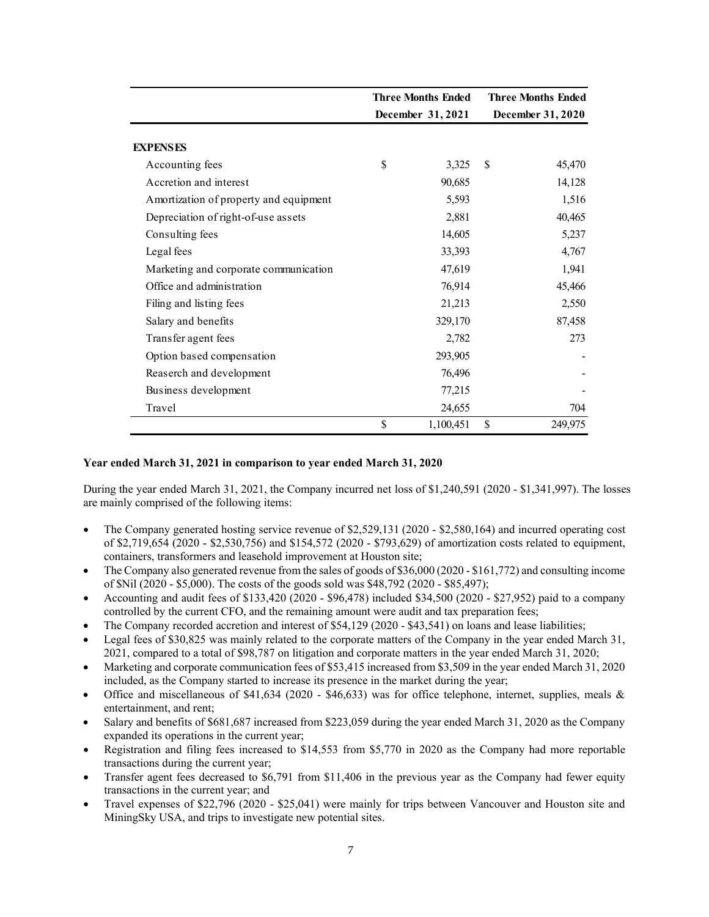|  | Three Months Ended December 31, 2021 | Three Months Ended December 31, 2020 |
|---|---|---|
| **EXPENSES** | | |
| Accounting fees | $ 3,325 | $ 45,470 |
| Accretion and interest | 90,685 | 14,128 |
| Amortization of property and equipment | 5,593 | 1,516 |
| Depreciation of right-of-use assets | 2,881 | 40,465 |
| Consulting fees | 14,605 | 5,237 |
| Legal fees | 33,393 | 4,767 |
| Marketing and corporate communication | 47,619 | 1,941 |
| Office and administration | 76,914 | 45,466 |
| Filing and listing fees | 21,213 | 2,550 |
| Salary and benefits | 329,170 | 87,458 |
| Transfer agent fees | 2,782 | 273 |
| Option based compensation | 293,905 | - |
| Reaserch and development | 76,496 | - |
| Business development | 77,215 | - |
| Travel | 24,655 | 704 |
|  | $ 1,100,451 | $ 249,975 |

**Year ended March 31, 2021 in comparison to year ended March 31, 2020**

During the year ended March 31, 2021, the Company incurred net loss of $1,240,591 (2020 - $1,341,997). The losses are mainly comprised of the following items:

- The Company generated hosting service revenue of $2,529,131 (2020 - $2,580,164) and incurred operating cost of $2,719,654 (2020 - $2,530,756) and $154,572 (2020 - $793,629) of amortization costs related to equipment, containers, transformers and leasehold improvement at Houston site;
- The Company also generated revenue from the sales of goods of $36,000 (2020 - $161,772) and consulting income of $Nil (2020 - $5,000). The costs of the goods sold was $48,792 (2020 - $85,497);
- Accounting and audit fees of $133,420 (2020 - $96,478) included $34,500 (2020 - $27,952) paid to a company controlled by the current CFO, and the remaining amount were audit and tax preparation fees;
- The Company recorded accretion and interest of $54,129 (2020 - $43,541) on loans and lease liabilities;
- Legal fees of $30,825 was mainly related to the corporate matters of the Company in the year ended March 31, 2021, compared to a total of $98,787 on litigation and corporate matters in the year ended March 31, 2020;
- Marketing and corporate communication fees of $53,415 increased from $3,509 in the year ended March 31, 2020 included, as the Company started to increase its presence in the market during the year;
- Office and miscellaneous of $41,634 (2020 - $46,633) was for office telephone, internet, supplies, meals & entertainment, and rent;
- Salary and benefits of $681,687 increased from $223,059 during the year ended March 31, 2020 as the Company expanded its operations in the current year;
- Registration and filing fees increased to $14,553 from $5,770 in 2020 as the Company had more reportable transactions during the current year;
- Transfer agent fees decreased to $6,791 from $11,406 in the previous year as the Company had fewer equity transactions in the current year; and
- Travel expenses of $22,796 (2020 - $25,041) were mainly for trips between Vancouver and Houston site and MiningSky USA, and trips to investigate new potential sites.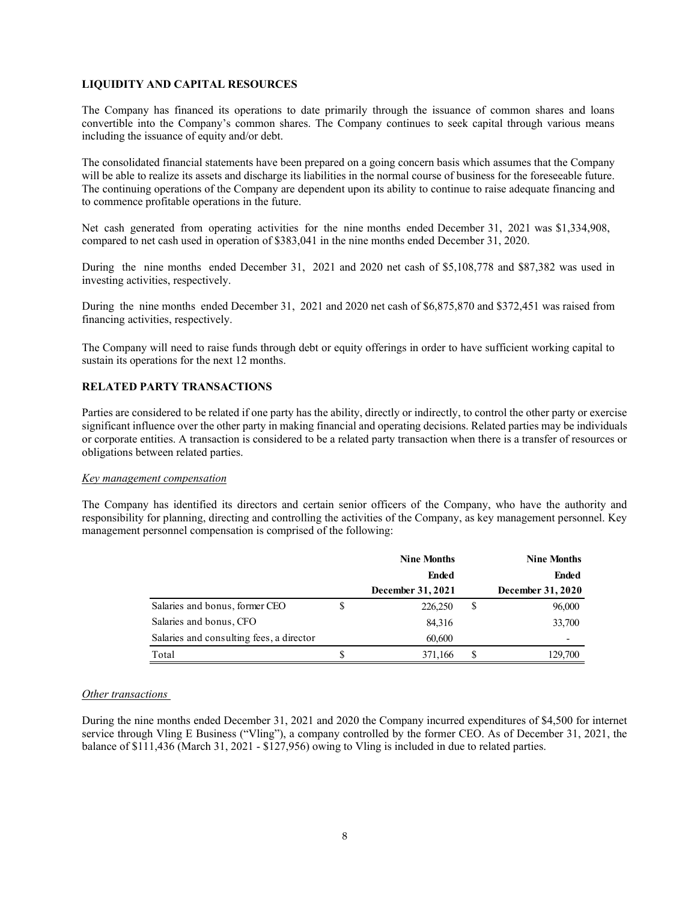## LIQUIDITY AND CAPITAL RESOURCES

The Company has financed its operations to date primarily through the issuance of common shares and loans convertible into the Company's common shares. The Company continues to seek capital through various means including the issuance of equity and/or debt.

The consolidated financial statements have been prepared on a going concern basis which assumes that the Company will be able to realize its assets and discharge its liabilities in the normal course of business for the foreseeable future. The continuing operations of the Company are dependent upon its ability to continue to raise adequate financing and to commence profitable operations in the future.

Net cash generated from operating activities for the nine months ended December 31, 2021 was $1,334,908, compared to net cash used in operation of $383,041 in the nine months ended December 31, 2020.

During the nine months ended December 31, 2021 and 2020 net cash of $5,108,778 and $87,382 was used in investing activities, respectively.

During the nine months ended December 31, 2021 and 2020 net cash of $6,875,870 and $372,451 was raised from financing activities, respectively.

The Company will need to raise funds through debt or equity offerings in order to have sufficient working capital to sustain its operations for the next 12 months.

## RELATED PARTY TRANSACTIONS

Parties are considered to be related if one party has the ability, directly or indirectly, to control the other party or exercise significant influence over the other party in making financial and operating decisions. Related parties may be individuals or corporate entities. A transaction is considered to be a related party transaction when there is a transfer of resources or obligations between related parties.

*Key management compensation*

The Company has identified its directors and certain senior officers of the Company, who have the authority and responsibility for planning, directing and controlling the activities of the Company, as key management personnel. Key management personnel compensation is comprised of the following:

| | Nine Months Ended December 31, 2021 | Nine Months Ended December 31, 2020 |
|---|---|---|
| Salaries and bonus, former CEO | $ 226,250 | $ 96,000 |
| Salaries and bonus, CFO | 84,316 | 33,700 |
| Salaries and consulting fees, a director | 60,600 | - |
| Total | $ 371,166 | $ 129,700 |

*Other transactions*

During the nine months ended December 31, 2021 and 2020 the Company incurred expenditures of $4,500 for internet service through Vling E Business ("Vling"), a company controlled by the former CEO. As of December 31, 2021, the balance of $111,436 (March 31, 2021 - $127,956) owing to Vling is included in due to related parties.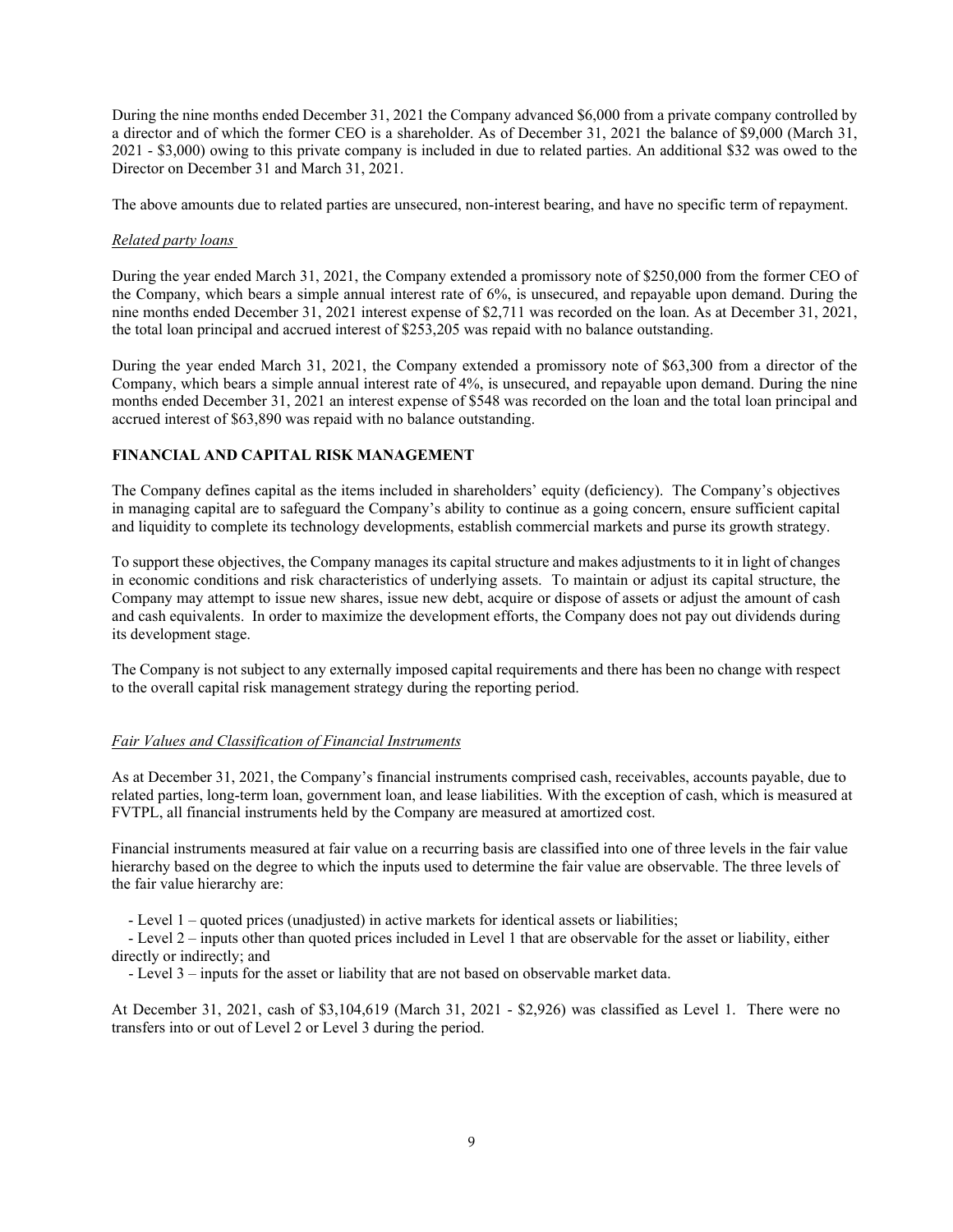During the nine months ended December 31, 2021 the Company advanced $6,000 from a private company controlled by a director and of which the former CEO is a shareholder. As of December 31, 2021 the balance of $9,000 (March 31, 2021 - $3,000) owing to this private company is included in due to related parties. An additional $32 was owed to the Director on December 31 and March 31, 2021.

The above amounts due to related parties are unsecured, non-interest bearing, and have no specific term of repayment.

*Related party loans*

During the year ended March 31, 2021, the Company extended a promissory note of $250,000 from the former CEO of the Company, which bears a simple annual interest rate of 6%, is unsecured, and repayable upon demand. During the nine months ended December 31, 2021 interest expense of $2,711 was recorded on the loan. As at December 31, 2021, the total loan principal and accrued interest of $253,205 was repaid with no balance outstanding.

During the year ended March 31, 2021, the Company extended a promissory note of $63,300 from a director of the Company, which bears a simple annual interest rate of 4%, is unsecured, and repayable upon demand. During the nine months ended December 31, 2021 an interest expense of $548 was recorded on the loan and the total loan principal and accrued interest of $63,890 was repaid with no balance outstanding.

## FINANCIAL AND CAPITAL RISK MANAGEMENT

The Company defines capital as the items included in shareholders' equity (deficiency). The Company's objectives in managing capital are to safeguard the Company's ability to continue as a going concern, ensure sufficient capital and liquidity to complete its technology developments, establish commercial markets and purse its growth strategy.

To support these objectives, the Company manages its capital structure and makes adjustments to it in light of changes in economic conditions and risk characteristics of underlying assets. To maintain or adjust its capital structure, the Company may attempt to issue new shares, issue new debt, acquire or dispose of assets or adjust the amount of cash and cash equivalents. In order to maximize the development efforts, the Company does not pay out dividends during its development stage.

The Company is not subject to any externally imposed capital requirements and there has been no change with respect to the overall capital risk management strategy during the reporting period.

*Fair Values and Classification of Financial Instruments*

As at December 31, 2021, the Company's financial instruments comprised cash, receivables, accounts payable, due to related parties, long-term loan, government loan, and lease liabilities. With the exception of cash, which is measured at FVTPL, all financial instruments held by the Company are measured at amortized cost.

Financial instruments measured at fair value on a recurring basis are classified into one of three levels in the fair value hierarchy based on the degree to which the inputs used to determine the fair value are observable. The three levels of the fair value hierarchy are:

- Level 1 – quoted prices (unadjusted) in active markets for identical assets or liabilities;
- Level 2 – inputs other than quoted prices included in Level 1 that are observable for the asset or liability, either directly or indirectly; and
- Level 3 – inputs for the asset or liability that are not based on observable market data.

At December 31, 2021, cash of $3,104,619 (March 31, 2021 - $2,926) was classified as Level 1. There were no transfers into or out of Level 2 or Level 3 during the period.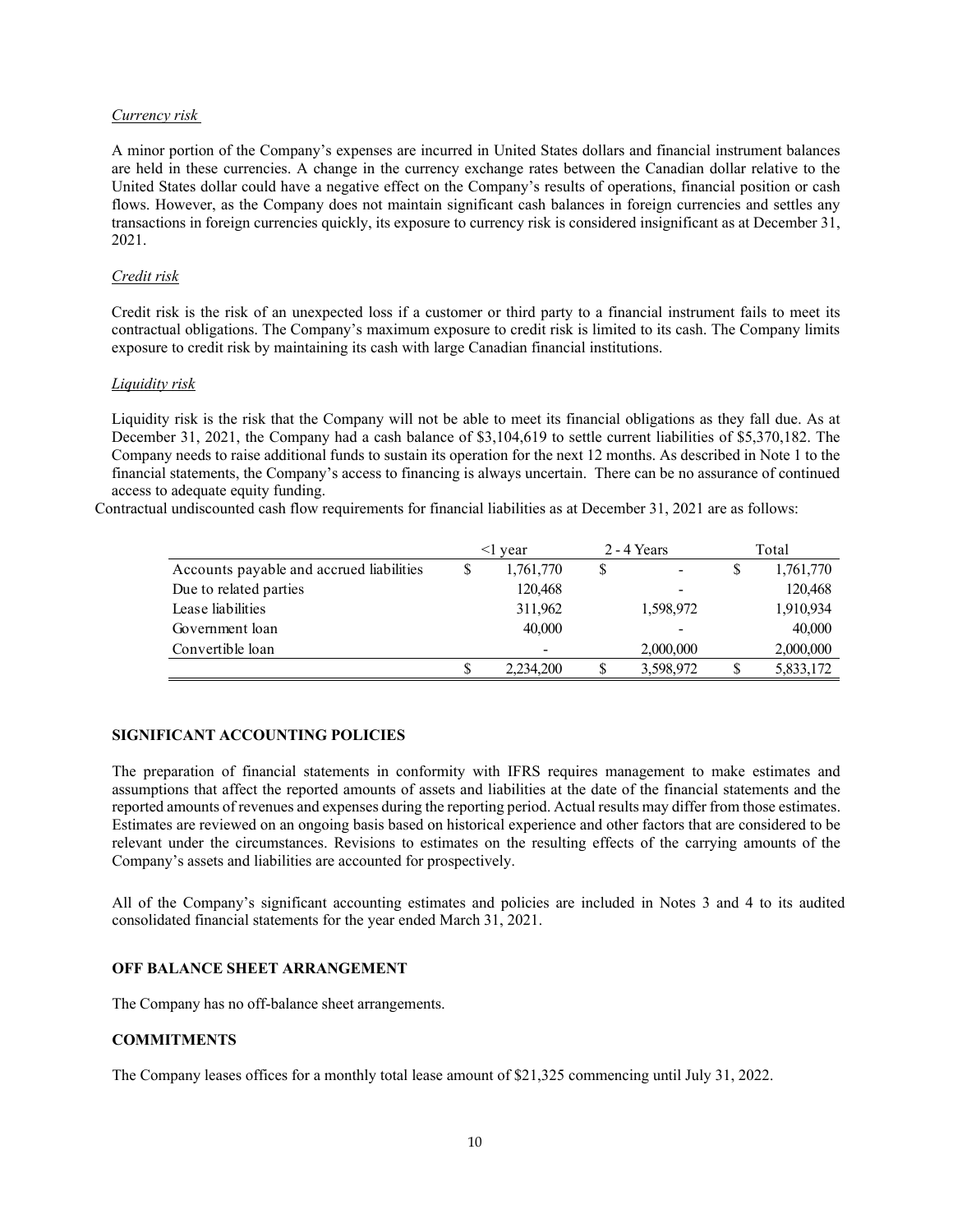*Currency risk*

A minor portion of the Company's expenses are incurred in United States dollars and financial instrument balances are held in these currencies. A change in the currency exchange rates between the Canadian dollar relative to the United States dollar could have a negative effect on the Company's results of operations, financial position or cash flows. However, as the Company does not maintain significant cash balances in foreign currencies and settles any transactions in foreign currencies quickly, its exposure to currency risk is considered insignificant as at December 31, 2021.

*Credit risk*

Credit risk is the risk of an unexpected loss if a customer or third party to a financial instrument fails to meet its contractual obligations. The Company's maximum exposure to credit risk is limited to its cash. The Company limits exposure to credit risk by maintaining its cash with large Canadian financial institutions.

*Liquidity risk*

Liquidity risk is the risk that the Company will not be able to meet its financial obligations as they fall due. As at December 31, 2021, the Company had a cash balance of $3,104,619 to settle current liabilities of $5,370,182. The Company needs to raise additional funds to sustain its operation for the next 12 months. As described in Note 1 to the financial statements, the Company's access to financing is always uncertain. There can be no assurance of continued access to adequate equity funding.

Contractual undiscounted cash flow requirements for financial liabilities as at December 31, 2021 are as follows:

| | <1 year | 2 - 4 Years | Total |
|---|---|---|---|
| Accounts payable and accrued liabilities | $ 1,761,770 | $ - | $ 1,761,770 |
| Due to related parties | 120,468 | - | 120,468 |
| Lease liabilities | 311,962 | 1,598,972 | 1,910,934 |
| Government loan | 40,000 | - | 40,000 |
| Convertible loan | - | 2,000,000 | 2,000,000 |
| | $ 2,234,200 | $ 3,598,972 | $ 5,833,172 |

## SIGNIFICANT ACCOUNTING POLICIES

The preparation of financial statements in conformity with IFRS requires management to make estimates and assumptions that affect the reported amounts of assets and liabilities at the date of the financial statements and the reported amounts of revenues and expenses during the reporting period. Actual results may differ from those estimates. Estimates are reviewed on an ongoing basis based on historical experience and other factors that are considered to be relevant under the circumstances. Revisions to estimates on the resulting effects of the carrying amounts of the Company's assets and liabilities are accounted for prospectively.

All of the Company's significant accounting estimates and policies are included in Notes 3 and 4 to its audited consolidated financial statements for the year ended March 31, 2021.

## OFF BALANCE SHEET ARRANGEMENT

The Company has no off-balance sheet arrangements.

## COMMITMENTS

The Company leases offices for a monthly total lease amount of $21,325 commencing until July 31, 2022.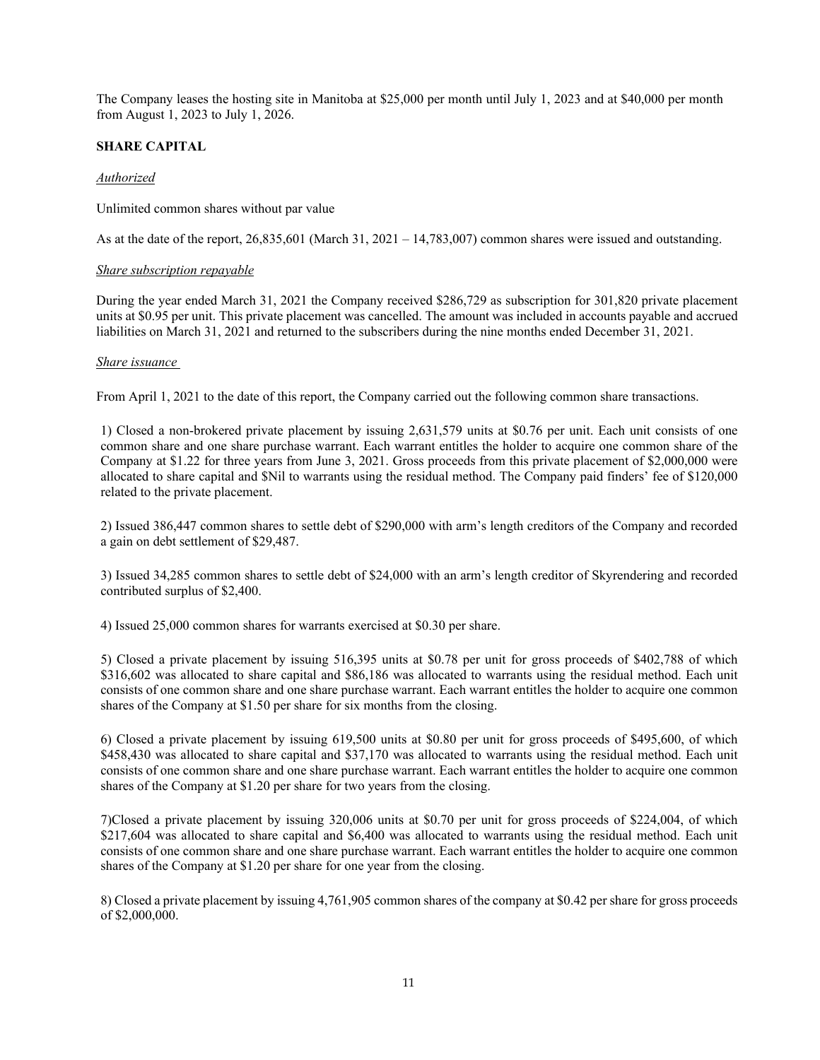The Company leases the hosting site in Manitoba at $25,000 per month until July 1, 2023 and at $40,000 per month from August 1, 2023 to July 1, 2026.

## SHARE CAPITAL

*Authorized*

Unlimited common shares without par value

As at the date of the report, 26,835,601 (March 31, 2021 – 14,783,007) common shares were issued and outstanding.

*Share subscription repayable*

During the year ended March 31, 2021 the Company received $286,729 as subscription for 301,820 private placement units at $0.95 per unit. This private placement was cancelled. The amount was included in accounts payable and accrued liabilities on March 31, 2021 and returned to the subscribers during the nine months ended December 31, 2021.

*Share issuance*

From April 1, 2021 to the date of this report, the Company carried out the following common share transactions.

1) Closed a non-brokered private placement by issuing 2,631,579 units at $0.76 per unit. Each unit consists of one common share and one share purchase warrant. Each warrant entitles the holder to acquire one common share of the Company at $1.22 for three years from June 3, 2021. Gross proceeds from this private placement of $2,000,000 were allocated to share capital and $Nil to warrants using the residual method. The Company paid finders' fee of $120,000 related to the private placement.

2) Issued 386,447 common shares to settle debt of $290,000 with arm's length creditors of the Company and recorded a gain on debt settlement of $29,487.

3) Issued 34,285 common shares to settle debt of $24,000 with an arm's length creditor of Skyrendering and recorded contributed surplus of $2,400.

4) Issued 25,000 common shares for warrants exercised at $0.30 per share.

5) Closed a private placement by issuing 516,395 units at $0.78 per unit for gross proceeds of $402,788 of which $316,602 was allocated to share capital and $86,186 was allocated to warrants using the residual method. Each unit consists of one common share and one share purchase warrant. Each warrant entitles the holder to acquire one common shares of the Company at $1.50 per share for six months from the closing.

6) Closed a private placement by issuing 619,500 units at $0.80 per unit for gross proceeds of $495,600, of which $458,430 was allocated to share capital and $37,170 was allocated to warrants using the residual method. Each unit consists of one common share and one share purchase warrant. Each warrant entitles the holder to acquire one common shares of the Company at $1.20 per share for two years from the closing.

7)Closed a private placement by issuing 320,006 units at $0.70 per unit for gross proceeds of $224,004, of which $217,604 was allocated to share capital and $6,400 was allocated to warrants using the residual method. Each unit consists of one common share and one share purchase warrant. Each warrant entitles the holder to acquire one common shares of the Company at $1.20 per share for one year from the closing.

8) Closed a private placement by issuing 4,761,905 common shares of the company at $0.42 per share for gross proceeds of $2,000,000.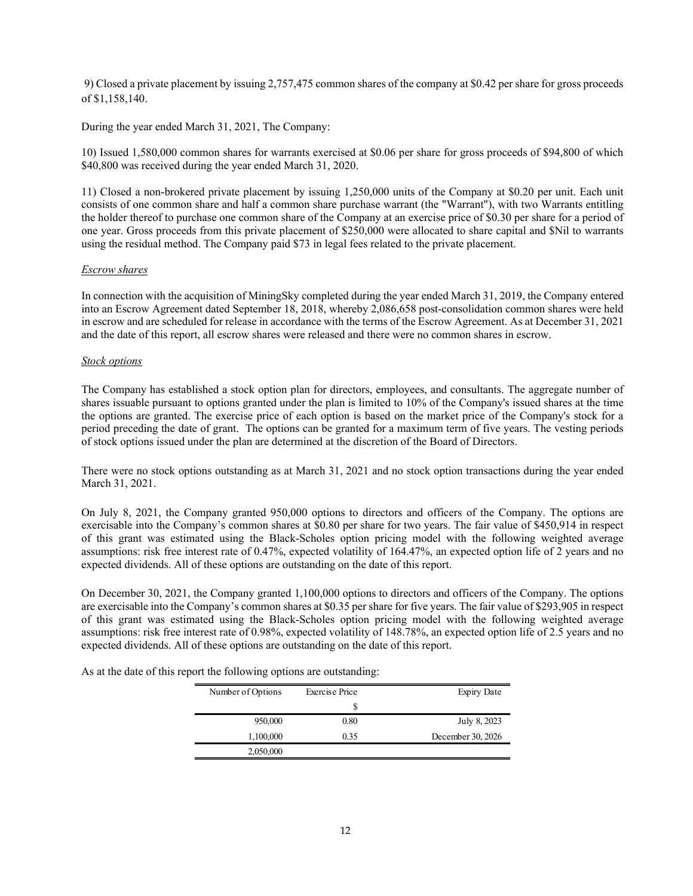9) Closed a private placement by issuing 2,757,475 common shares of the company at $0.42 per share for gross proceeds of $1,158,140.

During the year ended March 31, 2021, The Company:

10) Issued 1,580,000 common shares for warrants exercised at $0.06 per share for gross proceeds of $94,800 of which $40,800 was received during the year ended March 31, 2020.

11) Closed a non-brokered private placement by issuing 1,250,000 units of the Company at $0.20 per unit. Each unit consists of one common share and half a common share purchase warrant (the "Warrant"), with two Warrants entitling the holder thereof to purchase one common share of the Company at an exercise price of $0.30 per share for a period of one year. Gross proceeds from this private placement of $250,000 were allocated to share capital and $Nil to warrants using the residual method. The Company paid $73 in legal fees related to the private placement.

*Escrow shares*

In connection with the acquisition of MiningSky completed during the year ended March 31, 2019, the Company entered into an Escrow Agreement dated September 18, 2018, whereby 2,086,658 post-consolidation common shares were held in escrow and are scheduled for release in accordance with the terms of the Escrow Agreement. As at December 31, 2021 and the date of this report, all escrow shares were released and there were no common shares in escrow.

*Stock options*

The Company has established a stock option plan for directors, employees, and consultants. The aggregate number of shares issuable pursuant to options granted under the plan is limited to 10% of the Company's issued shares at the time the options are granted. The exercise price of each option is based on the market price of the Company's stock for a period preceding the date of grant. The options can be granted for a maximum term of five years. The vesting periods of stock options issued under the plan are determined at the discretion of the Board of Directors.

There were no stock options outstanding as at March 31, 2021 and no stock option transactions during the year ended March 31, 2021.

On July 8, 2021, the Company granted 950,000 options to directors and officers of the Company. The options are exercisable into the Company's common shares at $0.80 per share for two years. The fair value of $450,914 in respect of this grant was estimated using the Black-Scholes option pricing model with the following weighted average assumptions: risk free interest rate of 0.47%, expected volatility of 164.47%, an expected option life of 2 years and no expected dividends. All of these options are outstanding on the date of this report.

On December 30, 2021, the Company granted 1,100,000 options to directors and officers of the Company. The options are exercisable into the Company's common shares at $0.35 per share for five years. The fair value of $293,905 in respect of this grant was estimated using the Black-Scholes option pricing model with the following weighted average assumptions: risk free interest rate of 0.98%, expected volatility of 148.78%, an expected option life of 2.5 years and no expected dividends. All of these options are outstanding on the date of this report.

As at the date of this report the following options are outstanding:

| Number of Options | Exercise Price | Expiry Date |
|---|---|---|
| | $ | |
| 950,000 | 0.80 | July 8, 2023 |
| 1,100,000 | 0.35 | December 30, 2026 |
| 2,050,000 | | |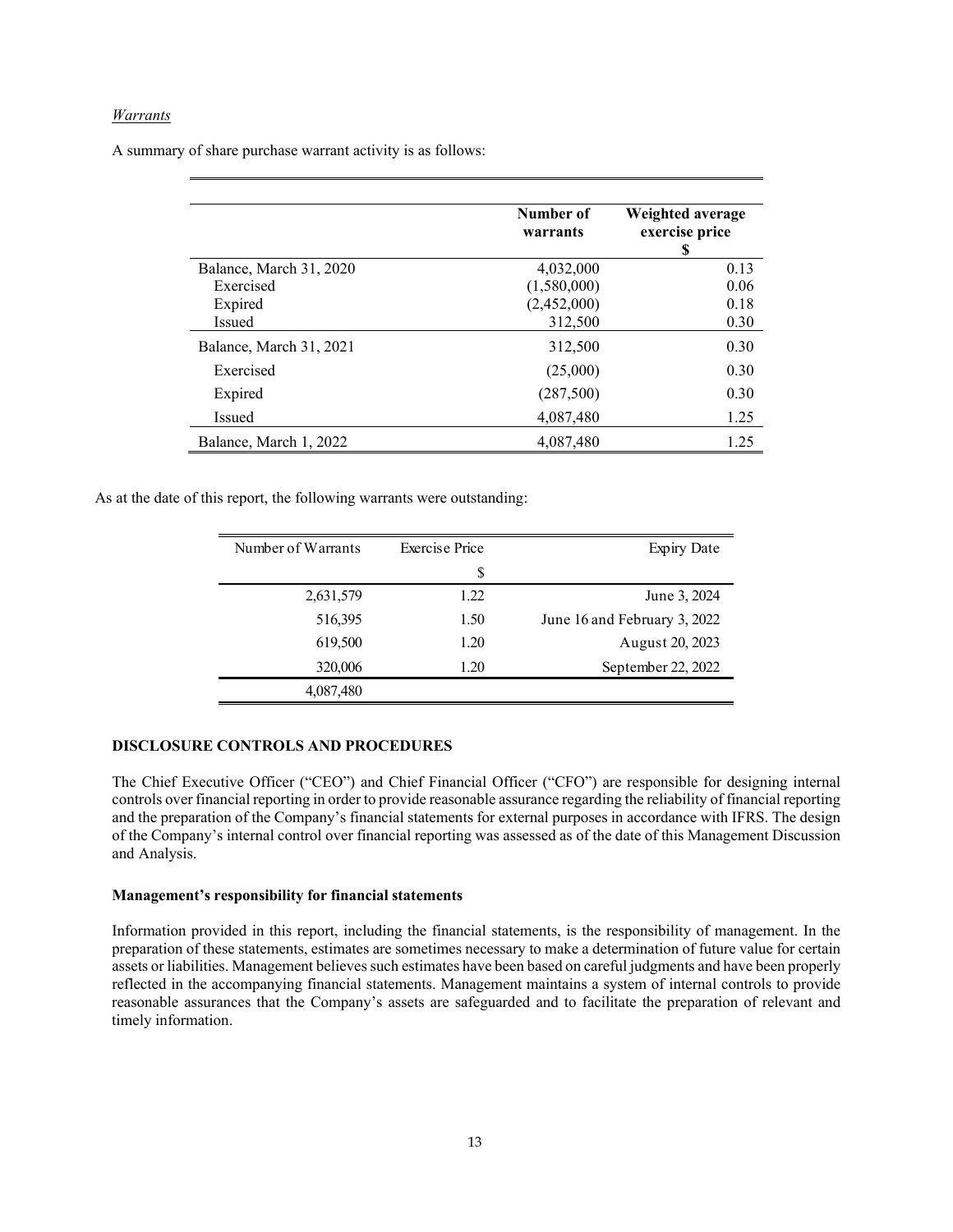*Warrants*

A summary of share purchase warrant activity is as follows:

| | Number of warrants | Weighted average exercise price $ |
|---|---|---|
| Balance, March 31, 2020 | 4,032,000 | 0.13 |
| Exercised | (1,580,000) | 0.06 |
| Expired | (2,452,000) | 0.18 |
| Issued | 312,500 | 0.30 |
| Balance, March 31, 2021 | 312,500 | 0.30 |
| Exercised | (25,000) | 0.30 |
| Expired | (287,500) | 0.30 |
| Issued | 4,087,480 | 1.25 |
| Balance, March 1, 2022 | 4,087,480 | 1.25 |

As at the date of this report, the following warrants were outstanding:

| Number of Warrants | Exercise Price $ | Expiry Date |
|---|---|---|
| 2,631,579 | 1.22 | June 3, 2024 |
| 516,395 | 1.50 | June 16 and February 3, 2022 |
| 619,500 | 1.20 | August 20, 2023 |
| 320,006 | 1.20 | September 22, 2022 |
| 4,087,480 | | |

### DISCLOSURE CONTROLS AND PROCEDURES

The Chief Executive Officer ("CEO") and Chief Financial Officer ("CFO") are responsible for designing internal controls over financial reporting in order to provide reasonable assurance regarding the reliability of financial reporting and the preparation of the Company's financial statements for external purposes in accordance with IFRS. The design of the Company's internal control over financial reporting was assessed as of the date of this Management Discussion and Analysis.

#### Management's responsibility for financial statements

Information provided in this report, including the financial statements, is the responsibility of management. In the preparation of these statements, estimates are sometimes necessary to make a determination of future value for certain assets or liabilities. Management believes such estimates have been based on careful judgments and have been properly reflected in the accompanying financial statements. Management maintains a system of internal controls to provide reasonable assurances that the Company's assets are safeguarded and to facilitate the preparation of relevant and timely information.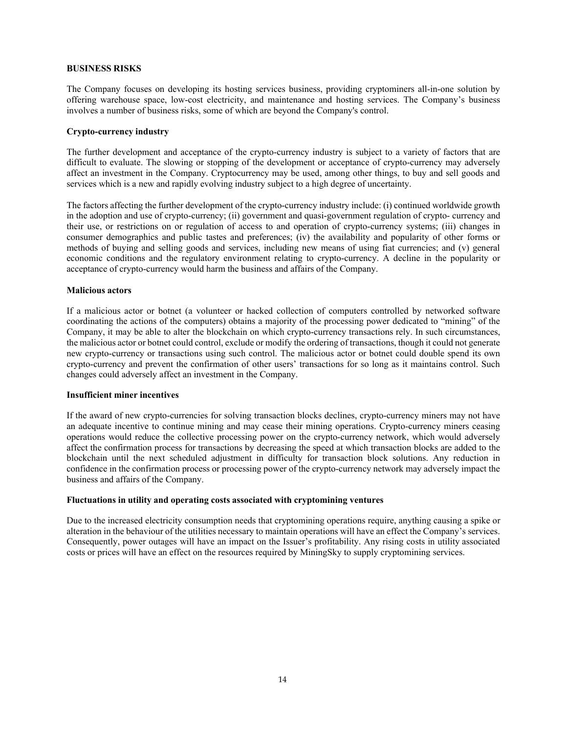**BUSINESS RISKS**

The Company focuses on developing its hosting services business, providing cryptominers all-in-one solution by offering warehouse space, low-cost electricity, and maintenance and hosting services. The Company's business involves a number of business risks, some of which are beyond the Company's control.

**Crypto-currency industry**

The further development and acceptance of the crypto-currency industry is subject to a variety of factors that are difficult to evaluate. The slowing or stopping of the development or acceptance of crypto-currency may adversely affect an investment in the Company. Cryptocurrency may be used, among other things, to buy and sell goods and services which is a new and rapidly evolving industry subject to a high degree of uncertainty.

The factors affecting the further development of the crypto-currency industry include: (i) continued worldwide growth in the adoption and use of crypto-currency; (ii) government and quasi-government regulation of crypto- currency and their use, or restrictions on or regulation of access to and operation of crypto-currency systems; (iii) changes in consumer demographics and public tastes and preferences; (iv) the availability and popularity of other forms or methods of buying and selling goods and services, including new means of using fiat currencies; and (v) general economic conditions and the regulatory environment relating to crypto-currency. A decline in the popularity or acceptance of crypto-currency would harm the business and affairs of the Company.

**Malicious actors**

If a malicious actor or botnet (a volunteer or hacked collection of computers controlled by networked software coordinating the actions of the computers) obtains a majority of the processing power dedicated to "mining" of the Company, it may be able to alter the blockchain on which crypto-currency transactions rely. In such circumstances, the malicious actor or botnet could control, exclude or modify the ordering of transactions, though it could not generate new crypto-currency or transactions using such control. The malicious actor or botnet could double spend its own crypto-currency and prevent the confirmation of other users' transactions for so long as it maintains control. Such changes could adversely affect an investment in the Company.

**Insufficient miner incentives**

If the award of new crypto-currencies for solving transaction blocks declines, crypto-currency miners may not have an adequate incentive to continue mining and may cease their mining operations. Crypto-currency miners ceasing operations would reduce the collective processing power on the crypto-currency network, which would adversely affect the confirmation process for transactions by decreasing the speed at which transaction blocks are added to the blockchain until the next scheduled adjustment in difficulty for transaction block solutions. Any reduction in confidence in the confirmation process or processing power of the crypto-currency network may adversely impact the business and affairs of the Company.

**Fluctuations in utility and operating costs associated with cryptomining ventures**

Due to the increased electricity consumption needs that cryptomining operations require, anything causing a spike or alteration in the behaviour of the utilities necessary to maintain operations will have an effect the Company's services. Consequently, power outages will have an impact on the Issuer's profitability. Any rising costs in utility associated costs or prices will have an effect on the resources required by MiningSky to supply cryptomining services.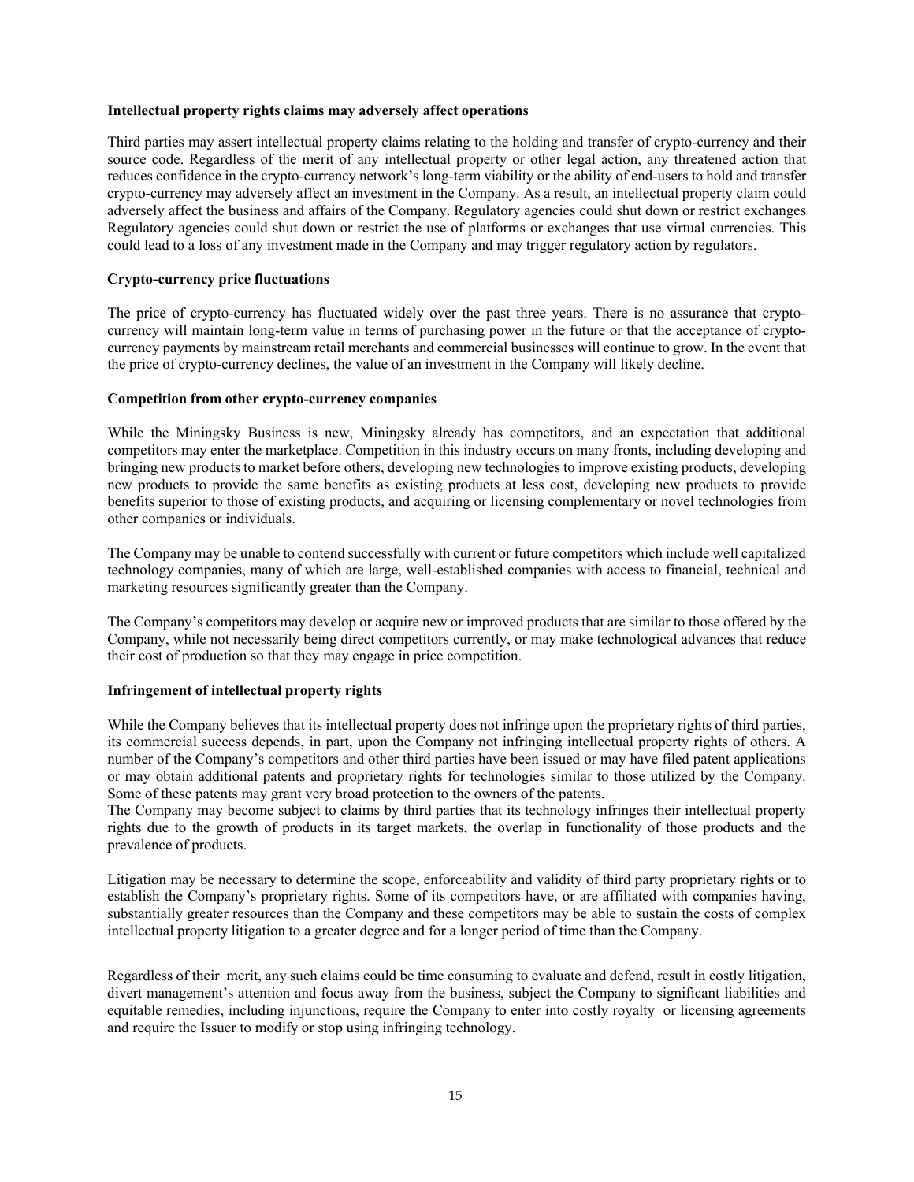**Intellectual property rights claims may adversely affect operations**

Third parties may assert intellectual property claims relating to the holding and transfer of crypto-currency and their source code. Regardless of the merit of any intellectual property or other legal action, any threatened action that reduces confidence in the crypto-currency network's long-term viability or the ability of end-users to hold and transfer crypto-currency may adversely affect an investment in the Company. As a result, an intellectual property claim could adversely affect the business and affairs of the Company. Regulatory agencies could shut down or restrict exchanges Regulatory agencies could shut down or restrict the use of platforms or exchanges that use virtual currencies. This could lead to a loss of any investment made in the Company and may trigger regulatory action by regulators.

**Crypto-currency price fluctuations**

The price of crypto-currency has fluctuated widely over the past three years. There is no assurance that crypto-currency will maintain long-term value in terms of purchasing power in the future or that the acceptance of crypto-currency payments by mainstream retail merchants and commercial businesses will continue to grow. In the event that the price of crypto-currency declines, the value of an investment in the Company will likely decline.

**Competition from other crypto-currency companies**

While the Miningsky Business is new, Miningsky already has competitors, and an expectation that additional competitors may enter the marketplace. Competition in this industry occurs on many fronts, including developing and bringing new products to market before others, developing new technologies to improve existing products, developing new products to provide the same benefits as existing products at less cost, developing new products to provide benefits superior to those of existing products, and acquiring or licensing complementary or novel technologies from other companies or individuals.

The Company may be unable to contend successfully with current or future competitors which include well capitalized technology companies, many of which are large, well-established companies with access to financial, technical and marketing resources significantly greater than the Company.

The Company's competitors may develop or acquire new or improved products that are similar to those offered by the Company, while not necessarily being direct competitors currently, or may make technological advances that reduce their cost of production so that they may engage in price competition.

**Infringement of intellectual property rights**

While the Company believes that its intellectual property does not infringe upon the proprietary rights of third parties, its commercial success depends, in part, upon the Company not infringing intellectual property rights of others. A number of the Company's competitors and other third parties have been issued or may have filed patent applications or may obtain additional patents and proprietary rights for technologies similar to those utilized by the Company. Some of these patents may grant very broad protection to the owners of the patents.
The Company may become subject to claims by third parties that its technology infringes their intellectual property rights due to the growth of products in its target markets, the overlap in functionality of those products and the prevalence of products.

Litigation may be necessary to determine the scope, enforceability and validity of third party proprietary rights or to establish the Company's proprietary rights. Some of its competitors have, or are affiliated with companies having, substantially greater resources than the Company and these competitors may be able to sustain the costs of complex intellectual property litigation to a greater degree and for a longer period of time than the Company.

Regardless of their merit, any such claims could be time consuming to evaluate and defend, result in costly litigation, divert management's attention and focus away from the business, subject the Company to significant liabilities and equitable remedies, including injunctions, require the Company to enter into costly royalty or licensing agreements and require the Issuer to modify or stop using infringing technology.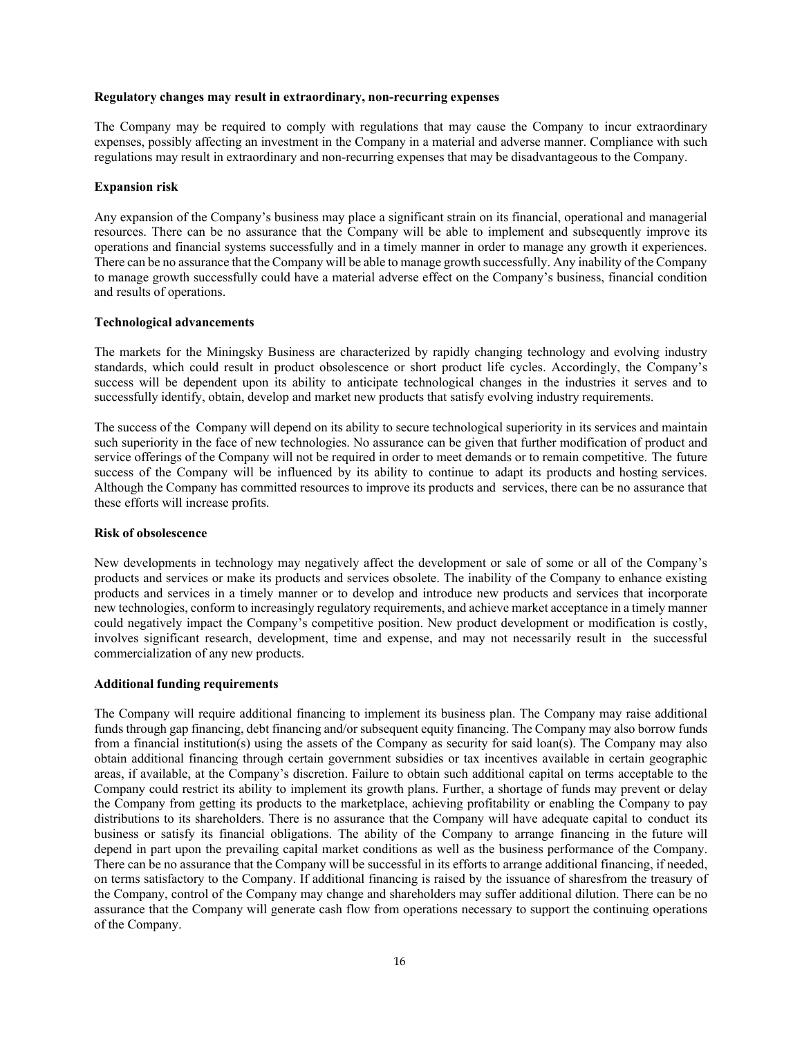**Regulatory changes may result in extraordinary, non-recurring expenses**

The Company may be required to comply with regulations that may cause the Company to incur extraordinary expenses, possibly affecting an investment in the Company in a material and adverse manner. Compliance with such regulations may result in extraordinary and non-recurring expenses that may be disadvantageous to the Company.

**Expansion risk**

Any expansion of the Company's business may place a significant strain on its financial, operational and managerial resources. There can be no assurance that the Company will be able to implement and subsequently improve its operations and financial systems successfully and in a timely manner in order to manage any growth it experiences. There can be no assurance that the Company will be able to manage growth successfully. Any inability of the Company to manage growth successfully could have a material adverse effect on the Company's business, financial condition and results of operations.

**Technological advancements**

The markets for the Miningsky Business are characterized by rapidly changing technology and evolving industry standards, which could result in product obsolescence or short product life cycles. Accordingly, the Company's success will be dependent upon its ability to anticipate technological changes in the industries it serves and to successfully identify, obtain, develop and market new products that satisfy evolving industry requirements.

The success of the Company will depend on its ability to secure technological superiority in its services and maintain such superiority in the face of new technologies. No assurance can be given that further modification of product and service offerings of the Company will not be required in order to meet demands or to remain competitive. The future success of the Company will be influenced by its ability to continue to adapt its products and hosting services. Although the Company has committed resources to improve its products and services, there can be no assurance that these efforts will increase profits.

**Risk of obsolescence**

New developments in technology may negatively affect the development or sale of some or all of the Company's products and services or make its products and services obsolete. The inability of the Company to enhance existing products and services in a timely manner or to develop and introduce new products and services that incorporate new technologies, conform to increasingly regulatory requirements, and achieve market acceptance in a timely manner could negatively impact the Company's competitive position. New product development or modification is costly, involves significant research, development, time and expense, and may not necessarily result in the successful commercialization of any new products.

**Additional funding requirements**

The Company will require additional financing to implement its business plan. The Company may raise additional funds through gap financing, debt financing and/or subsequent equity financing. The Company may also borrow funds from a financial institution(s) using the assets of the Company as security for said loan(s). The Company may also obtain additional financing through certain government subsidies or tax incentives available in certain geographic areas, if available, at the Company's discretion. Failure to obtain such additional capital on terms acceptable to the Company could restrict its ability to implement its growth plans. Further, a shortage of funds may prevent or delay the Company from getting its products to the marketplace, achieving profitability or enabling the Company to pay distributions to its shareholders. There is no assurance that the Company will have adequate capital to conduct its business or satisfy its financial obligations. The ability of the Company to arrange financing in the future will depend in part upon the prevailing capital market conditions as well as the business performance of the Company. There can be no assurance that the Company will be successful in its efforts to arrange additional financing, if needed, on terms satisfactory to the Company. If additional financing is raised by the issuance of sharesfrom the treasury of the Company, control of the Company may change and shareholders may suffer additional dilution. There can be no assurance that the Company will generate cash flow from operations necessary to support the continuing operations of the Company.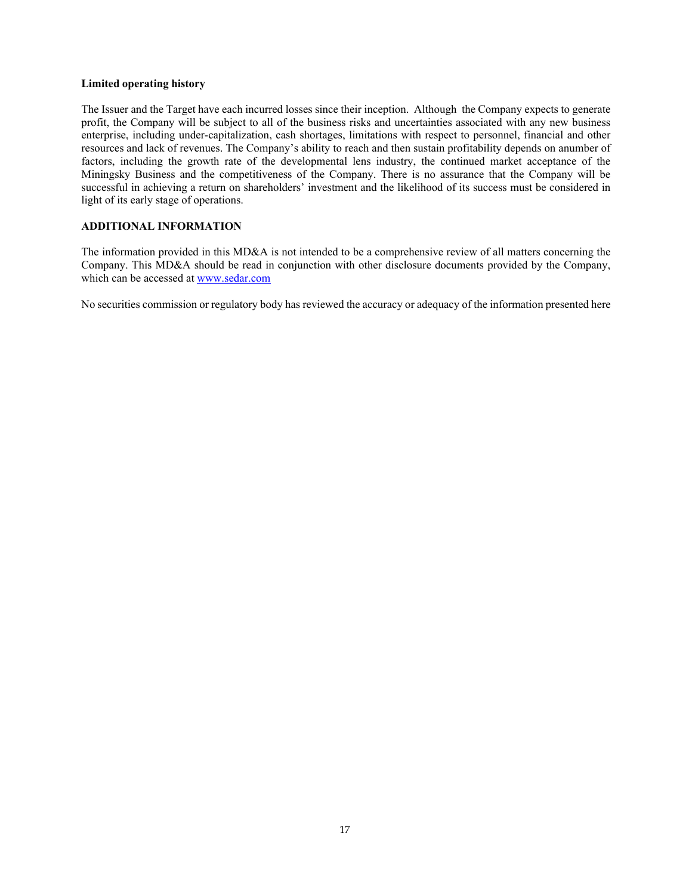**Limited operating history**

The Issuer and the Target have each incurred losses since their inception. Although the Company expects to generate profit, the Company will be subject to all of the business risks and uncertainties associated with any new business enterprise, including under-capitalization, cash shortages, limitations with respect to personnel, financial and other resources and lack of revenues. The Company's ability to reach and then sustain profitability depends on anumber of factors, including the growth rate of the developmental lens industry, the continued market acceptance of the Miningsky Business and the competitiveness of the Company. There is no assurance that the Company will be successful in achieving a return on shareholders' investment and the likelihood of its success must be considered in light of its early stage of operations.

## ADDITIONAL INFORMATION

The information provided in this MD&A is not intended to be a comprehensive review of all matters concerning the Company. This MD&A should be read in conjunction with other disclosure documents provided by the Company, which can be accessed at www.sedar.com

No securities commission or regulatory body has reviewed the accuracy or adequacy of the information presented here